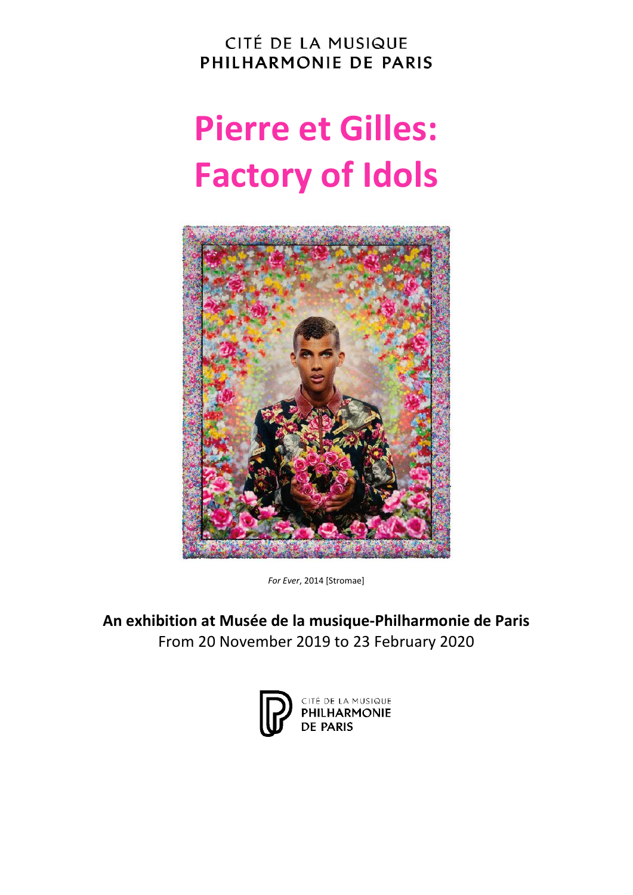CITÉ DE LA MUSIQUE
PHILHARMONIE DE PARIS

# Pierre et Gilles: Factory of Idols

*For Ever*, 2014 [Stromae]

**An exhibition at Musée de la musique-Philharmonie de Paris**
From 20 November 2019 to 23 February 2020

CITÉ DE LA MUSIQUE
PHILHARMONIE
DE PARIS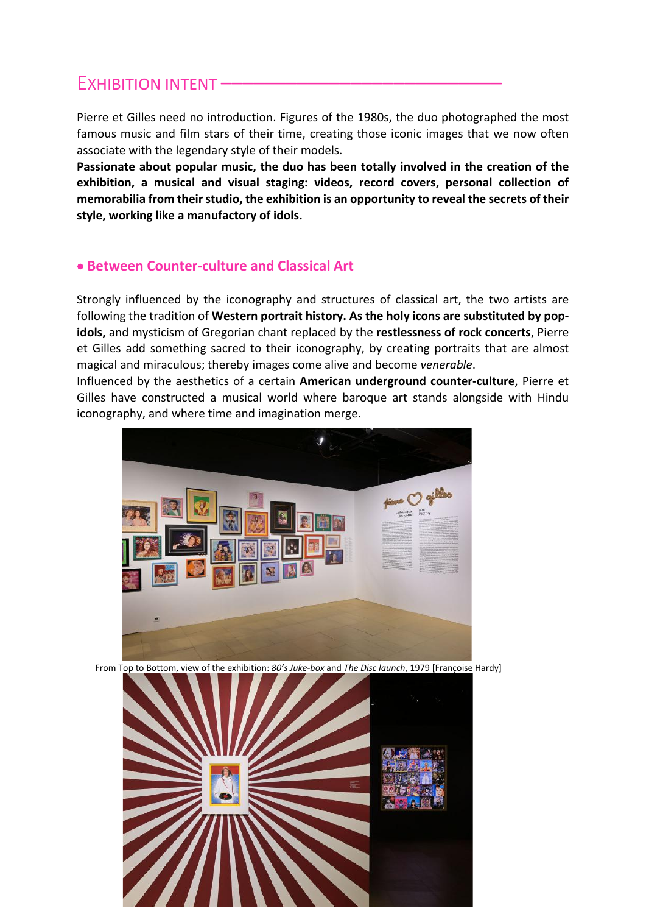## EXHIBITION INTENT

Pierre et Gilles need no introduction. Figures of the 1980s, the duo photographed the most famous music and film stars of their time, creating those iconic images that we now often associate with the legendary style of their models.
**Passionate about popular music, the duo has been totally involved in the creation of the exhibition, a musical and visual staging: videos, record covers, personal collection of memorabilia from their studio, the exhibition is an opportunity to reveal the secrets of their style, working like a manufactory of idols.**

### • Between Counter-culture and Classical Art

Strongly influenced by the iconography and structures of classical art, the two artists are following the tradition of **Western portrait history. As the holy icons are substituted by pop-idols,** and mysticism of Gregorian chant replaced by the **restlessness of rock concerts**, Pierre et Gilles add something sacred to their iconography, by creating portraits that are almost magical and miraculous; thereby images come alive and become *venerable*.
Influenced by the aesthetics of a certain **American underground counter-culture**, Pierre et Gilles have constructed a musical world where baroque art stands alongside with Hindu iconography, and where time and imagination merge.

From Top to Bottom, view of the exhibition: *80's Juke-box* and *The Disc launch*, 1979 [Françoise Hardy]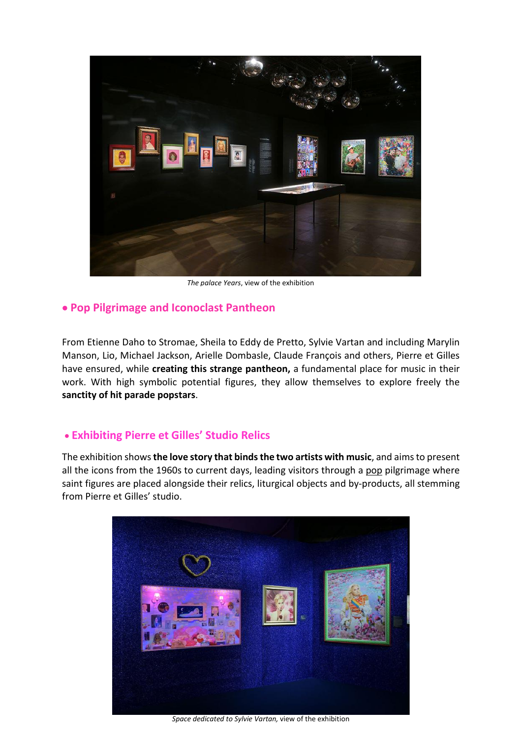*The palace Years*, view of the exhibition

## • Pop Pilgrimage and Iconoclast Pantheon

From Etienne Daho to Stromae, Sheila to Eddy de Pretto, Sylvie Vartan and including Marylin Manson, Lio, Michael Jackson, Arielle Dombasle, Claude François and others, Pierre et Gilles have ensured, while **creating this strange pantheon,** a fundamental place for music in their work. With high symbolic potential figures, they allow themselves to explore freely the **sanctity of hit parade popstars**.

## • Exhibiting Pierre et Gilles' Studio Relics

The exhibition shows **the love story that binds the two artists with music**, and aims to present all the icons from the 1960s to current days, leading visitors through a pop pilgrimage where saint figures are placed alongside their relics, liturgical objects and by-products, all stemming from Pierre et Gilles' studio.

*Space dedicated to Sylvie Vartan,* view of the exhibition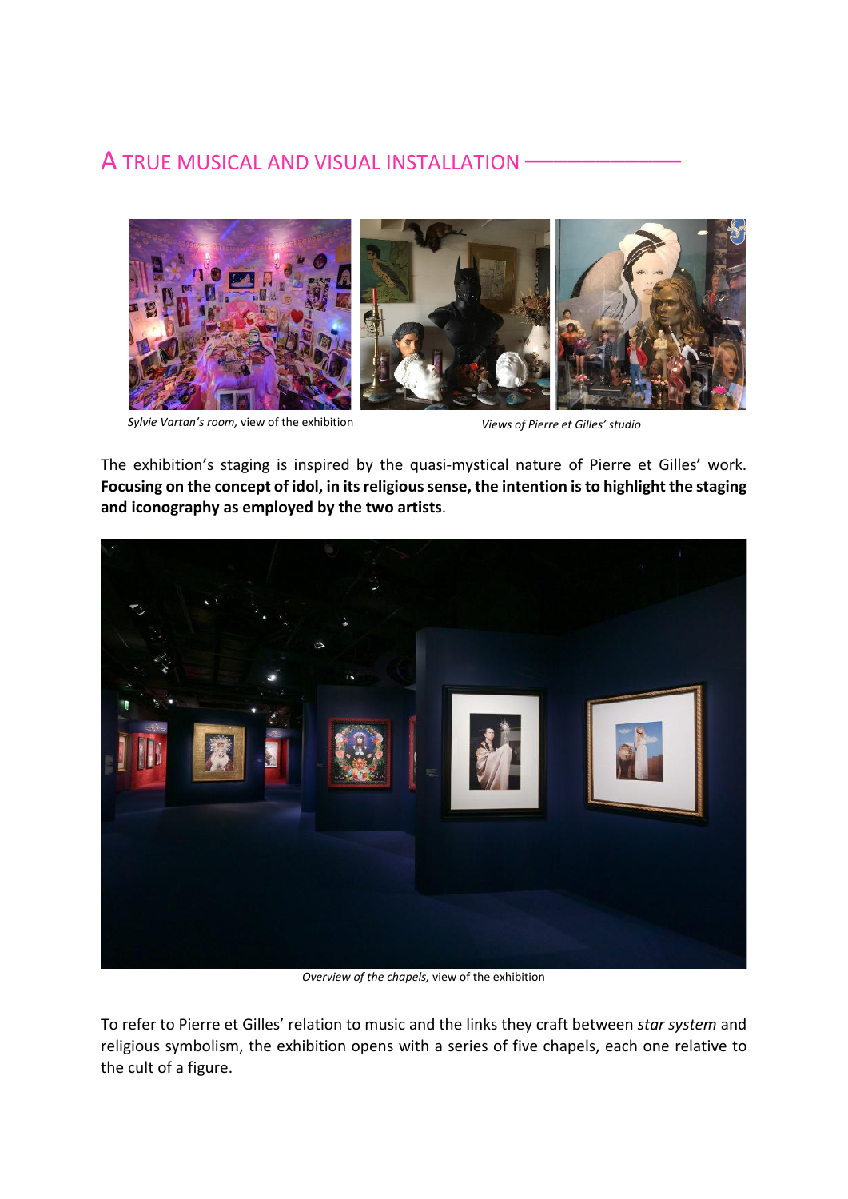## A TRUE MUSICAL AND VISUAL INSTALLATION

*Sylvie Vartan's room,* view of the exhibition

*Views of Pierre et Gilles' studio*

The exhibition's staging is inspired by the quasi-mystical nature of Pierre et Gilles' work. **Focusing on the concept of idol, in its religious sense, the intention is to highlight the staging and iconography as employed by the two artists**.

*Overview of the chapels,* view of the exhibition

To refer to Pierre et Gilles' relation to music and the links they craft between *star system* and religious symbolism, the exhibition opens with a series of five chapels, each one relative to the cult of a figure.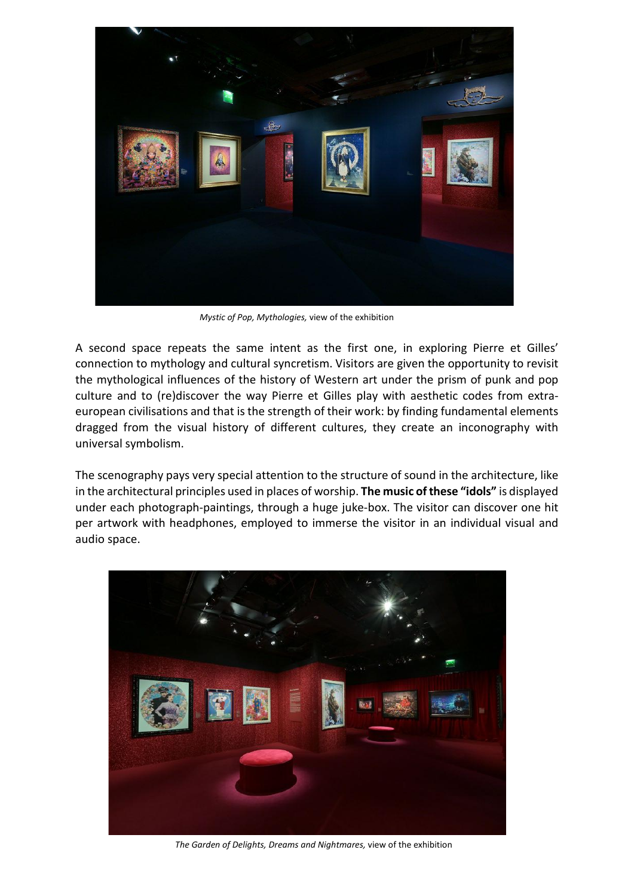*Mystic of Pop, Mythologies,* view of the exhibition

A second space repeats the same intent as the first one, in exploring Pierre et Gilles' connection to mythology and cultural syncretism. Visitors are given the opportunity to revisit the mythological influences of the history of Western art under the prism of punk and pop culture and to (re)discover the way Pierre et Gilles play with aesthetic codes from extra-european civilisations and that is the strength of their work: by finding fundamental elements dragged from the visual history of different cultures, they create an inconography with universal symbolism.

The scenography pays very special attention to the structure of sound in the architecture, like in the architectural principles used in places of worship. **The music of these "idols"** is displayed under each photograph-paintings, through a huge juke-box. The visitor can discover one hit per artwork with headphones, employed to immerse the visitor in an individual visual and audio space.

*The Garden of Delights, Dreams and Nightmares,* view of the exhibition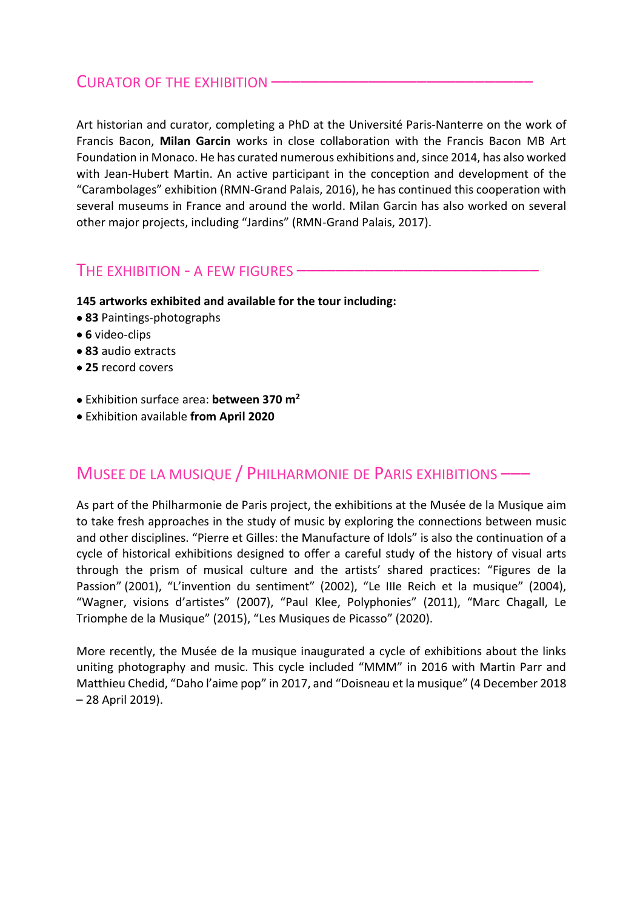## Curator of the exhibition

Art historian and curator, completing a PhD at the Université Paris-Nanterre on the work of Francis Bacon, **Milan Garcin** works in close collaboration with the Francis Bacon MB Art Foundation in Monaco. He has curated numerous exhibitions and, since 2014, has also worked with Jean-Hubert Martin. An active participant in the conception and development of the "Carambolages" exhibition (RMN-Grand Palais, 2016), he has continued this cooperation with several museums in France and around the world. Milan Garcin has also worked on several other major projects, including "Jardins" (RMN-Grand Palais, 2017).

## The exhibition - a few figures

**145 artworks exhibited and available for the tour including:**

- **83** Paintings-photographs
- **6** video-clips
- **83** audio extracts
- **25** record covers

- Exhibition surface area: **between 370 m²**
- Exhibition available **from April 2020**

## Musee de la musique / Philharmonie de Paris exhibitions

As part of the Philharmonie de Paris project, the exhibitions at the Musée de la Musique aim to take fresh approaches in the study of music by exploring the connections between music and other disciplines. "Pierre et Gilles: the Manufacture of Idols" is also the continuation of a cycle of historical exhibitions designed to offer a careful study of the history of visual arts through the prism of musical culture and the artists' shared practices: "Figures de la Passion" (2001), "L'invention du sentiment" (2002), "Le IIIe Reich et la musique" (2004), "Wagner, visions d'artistes" (2007), "Paul Klee, Polyphonies" (2011), "Marc Chagall, Le Triomphe de la Musique" (2015), "Les Musiques de Picasso" (2020).

More recently, the Musée de la musique inaugurated a cycle of exhibitions about the links uniting photography and music. This cycle included "MMM" in 2016 with Martin Parr and Matthieu Chedid, "Daho l'aime pop" in 2017, and "Doisneau et la musique" (4 December 2018 – 28 April 2019).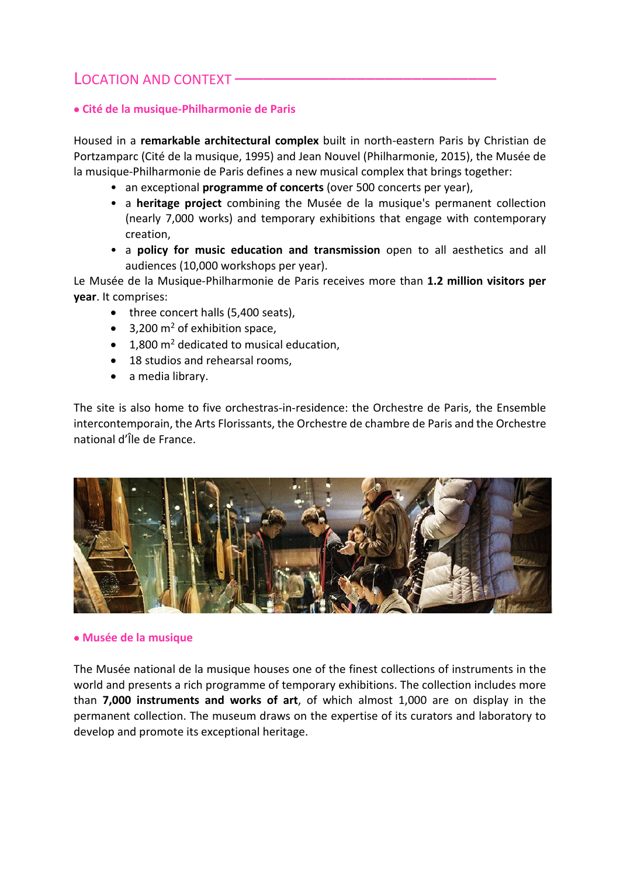## LOCATION AND CONTEXT

### • Cité de la musique-Philharmonie de Paris

Housed in a **remarkable architectural complex** built in north-eastern Paris by Christian de Portzamparc (Cité de la musique, 1995) and Jean Nouvel (Philharmonie, 2015), the Musée de la musique-Philharmonie de Paris defines a new musical complex that brings together:

- an exceptional **programme of concerts** (over 500 concerts per year),
- a **heritage project** combining the Musée de la musique's permanent collection (nearly 7,000 works) and temporary exhibitions that engage with contemporary creation,
- a **policy for music education and transmission** open to all aesthetics and all audiences (10,000 workshops per year).

Le Musée de la Musique-Philharmonie de Paris receives more than **1.2 million visitors per year**. It comprises:

- three concert halls (5,400 seats),
- 3,200 $m^2$ of exhibition space,
- 1,800 $m^2$ dedicated to musical education,
- 18 studios and rehearsal rooms,
- a media library.

The site is also home to five orchestras-in-residence: the Orchestre de Paris, the Ensemble intercontemporain, the Arts Florissants, the Orchestre de chambre de Paris and the Orchestre national d'Île de France.

### • Musée de la musique

The Musée national de la musique houses one of the finest collections of instruments in the world and presents a rich programme of temporary exhibitions. The collection includes more than **7,000 instruments and works of art**, of which almost 1,000 are on display in the permanent collection. The museum draws on the expertise of its curators and laboratory to develop and promote its exceptional heritage.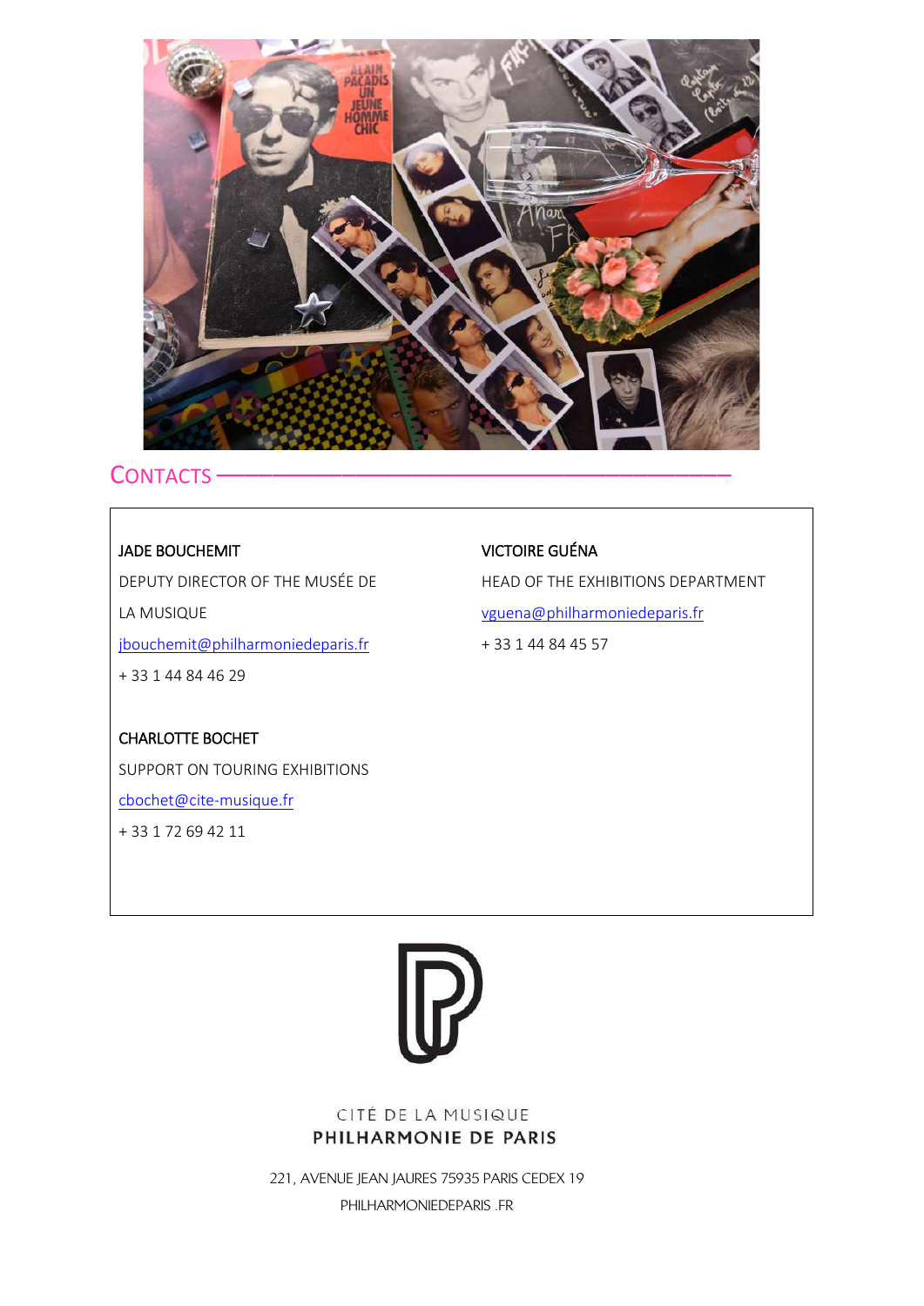## CONTACTS

**JADE BOUCHEMIT**
DEPUTY DIRECTOR OF THE MUSÉE DE LA MUSIQUE
jbouchemit@philharmoniedeparis.fr
+ 33 1 44 84 46 29

**VICTOIRE GUÉNA**
HEAD OF THE EXHIBITIONS DEPARTMENT
vguena@philharmoniedeparis.fr
+ 33 1 44 84 45 57

**CHARLOTTE BOCHET**
SUPPORT ON TOURING EXHIBITIONS
cbochet@cite-musique.fr
+ 33 1 72 69 42 11

CITÉ DE LA MUSIQUE
PHILHARMONIE DE PARIS

221, AVENUE JEAN JAURES 75935 PARIS CEDEX 19
PHILHARMONIEDEPARIS .FR